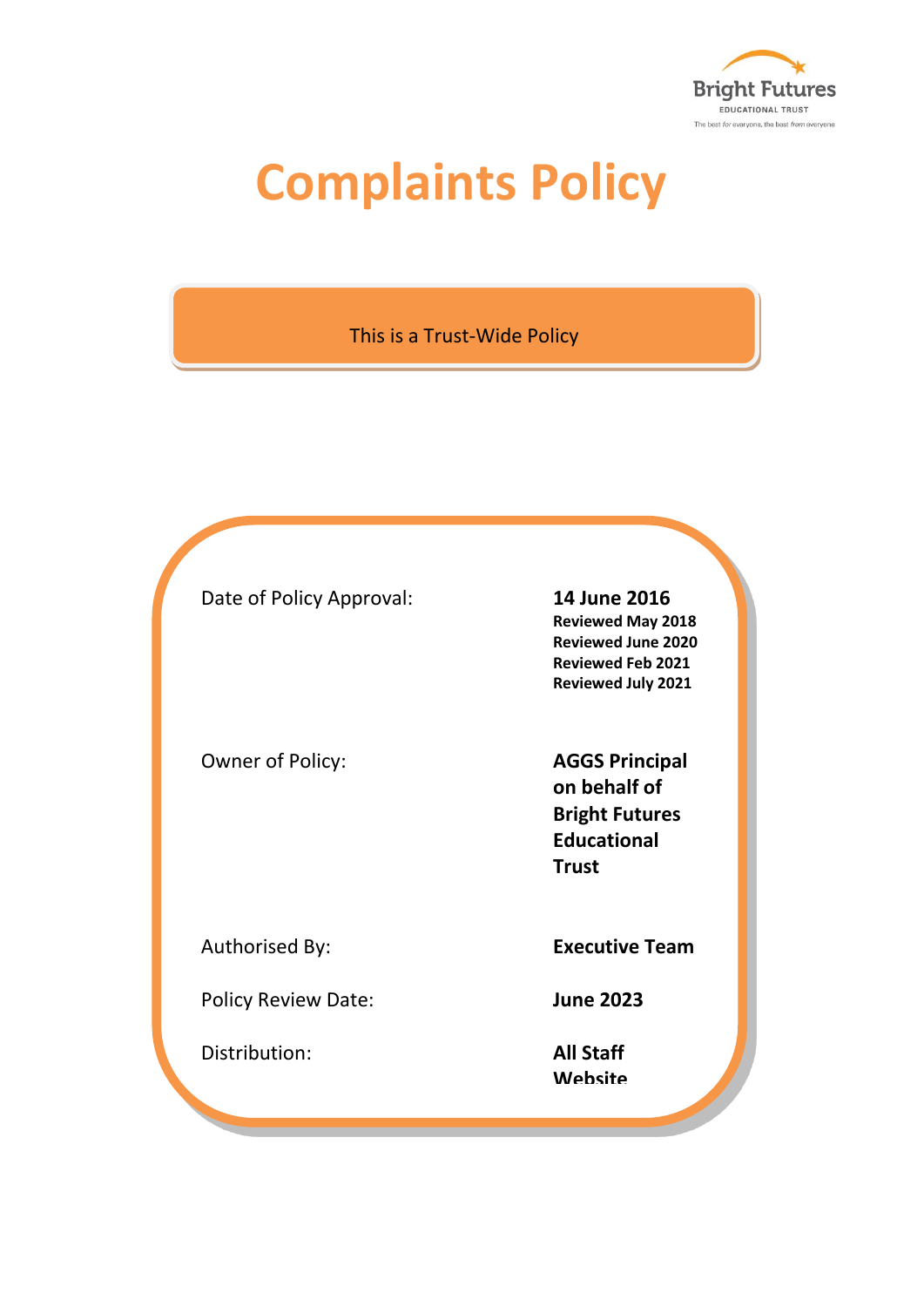Bright Futures
EDUCATIONAL TRUST
The best *for* everyone, the best *from* everyone

# Complaints Policy

This is a Trust-Wide Policy

| | |
|---|---|
| Date of Policy Approval: | **14 June 2016**<br>**Reviewed May 2018**<br>**Reviewed June 2020**<br>**Reviewed Feb 2021**<br>**Reviewed July 2021** |
| Owner of Policy: | **AGGS Principal on behalf of Bright Futures Educational Trust** |
| Authorised By: | **Executive Team** |
| Policy Review Date: | **June 2023** |
| Distribution: | **All Staff**<br>**Website** |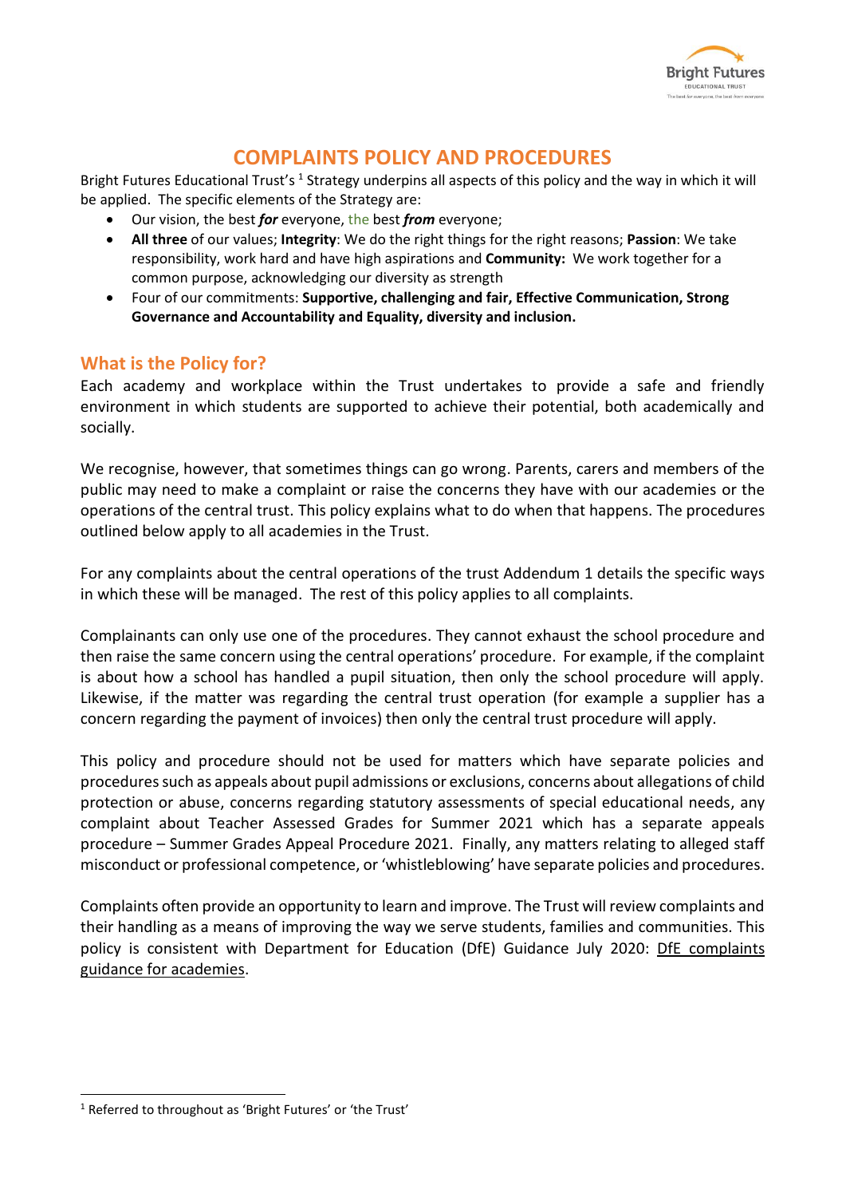# COMPLAINTS POLICY AND PROCEDURES

Bright Futures Educational Trust's [1] Strategy underpins all aspects of this policy and the way in which it will be applied. The specific elements of the Strategy are:

- Our vision, the best ***for*** everyone, the best ***from*** everyone;
- **All three** of our values; **Integrity**: We do the right things for the right reasons; **Passion**: We take responsibility, work hard and have high aspirations and **Community:** We work together for a common purpose, acknowledging our diversity as strength
- Four of our commitments: **Supportive, challenging and fair, Effective Communication, Strong Governance and Accountability and Equality, diversity and inclusion.**

## What is the Policy for?

Each academy and workplace within the Trust undertakes to provide a safe and friendly environment in which students are supported to achieve their potential, both academically and socially.

We recognise, however, that sometimes things can go wrong. Parents, carers and members of the public may need to make a complaint or raise the concerns they have with our academies or the operations of the central trust. This policy explains what to do when that happens. The procedures outlined below apply to all academies in the Trust.

For any complaints about the central operations of the trust Addendum 1 details the specific ways in which these will be managed. The rest of this policy applies to all complaints.

Complainants can only use one of the procedures. They cannot exhaust the school procedure and then raise the same concern using the central operations' procedure. For example, if the complaint is about how a school has handled a pupil situation, then only the school procedure will apply. Likewise, if the matter was regarding the central trust operation (for example a supplier has a concern regarding the payment of invoices) then only the central trust procedure will apply.

This policy and procedure should not be used for matters which have separate policies and procedures such as appeals about pupil admissions or exclusions, concerns about allegations of child protection or abuse, concerns regarding statutory assessments of special educational needs, any complaint about Teacher Assessed Grades for Summer 2021 which has a separate appeals procedure – Summer Grades Appeal Procedure 2021. Finally, any matters relating to alleged staff misconduct or professional competence, or 'whistleblowing' have separate policies and procedures.

Complaints often provide an opportunity to learn and improve. The Trust will review complaints and their handling as a means of improving the way we serve students, families and communities. This policy is consistent with Department for Education (DfE) Guidance July 2020: DfE complaints guidance for academies.

---

[1] Referred to throughout as 'Bright Futures' or 'the Trust'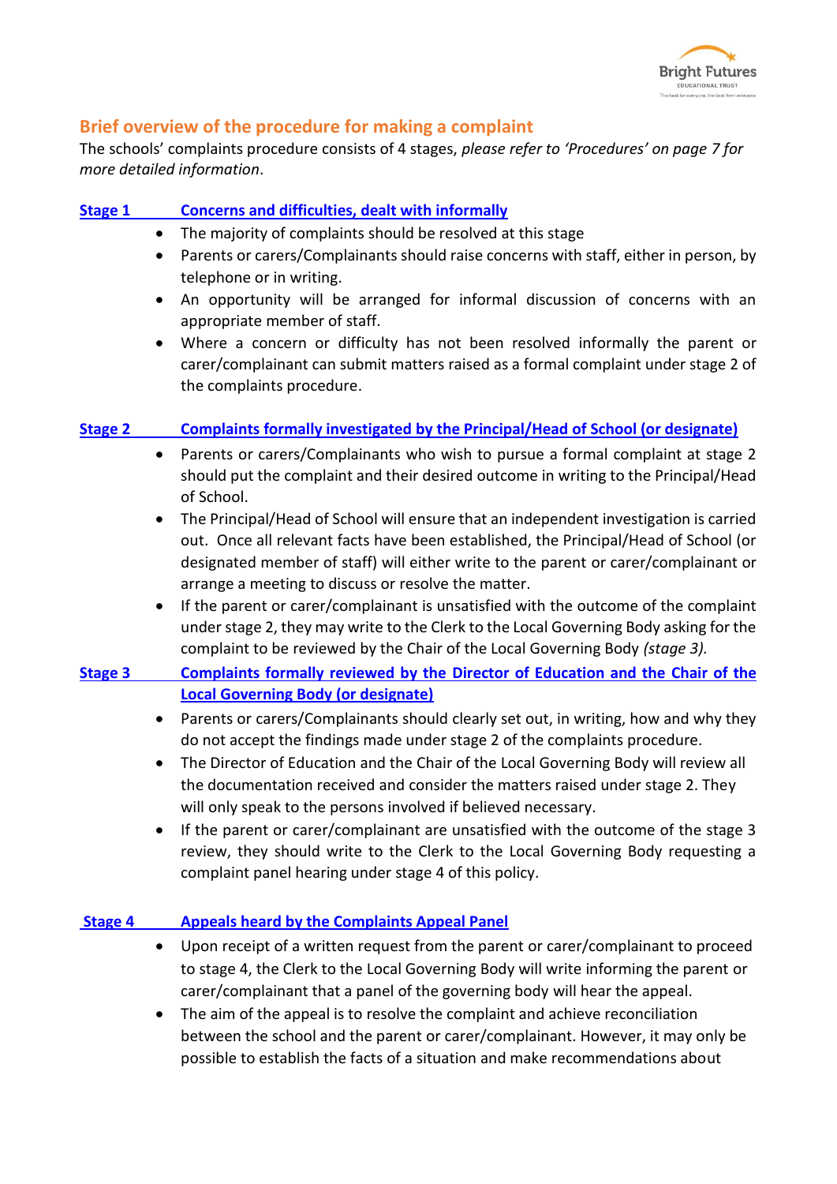## Brief overview of the procedure for making a complaint

The schools' complaints procedure consists of 4 stages, *please refer to 'Procedures' on page 7 for more detailed information*.

### Stage 1 Concerns and difficulties, dealt with informally

- The majority of complaints should be resolved at this stage
- Parents or carers/Complainants should raise concerns with staff, either in person, by telephone or in writing.
- An opportunity will be arranged for informal discussion of concerns with an appropriate member of staff.
- Where a concern or difficulty has not been resolved informally the parent or carer/complainant can submit matters raised as a formal complaint under stage 2 of the complaints procedure.

### Stage 2 Complaints formally investigated by the Principal/Head of School (or designate)

- Parents or carers/Complainants who wish to pursue a formal complaint at stage 2 should put the complaint and their desired outcome in writing to the Principal/Head of School.
- The Principal/Head of School will ensure that an independent investigation is carried out. Once all relevant facts have been established, the Principal/Head of School (or designated member of staff) will either write to the parent or carer/complainant or arrange a meeting to discuss or resolve the matter.
- If the parent or carer/complainant is unsatisfied with the outcome of the complaint under stage 2, they may write to the Clerk to the Local Governing Body asking for the complaint to be reviewed by the Chair of the Local Governing Body *(stage 3).*

### Stage 3 Complaints formally reviewed by the Director of Education and the Chair of the Local Governing Body (or designate)

- Parents or carers/Complainants should clearly set out, in writing, how and why they do not accept the findings made under stage 2 of the complaints procedure.
- The Director of Education and the Chair of the Local Governing Body will review all the documentation received and consider the matters raised under stage 2. They will only speak to the persons involved if believed necessary.
- If the parent or carer/complainant are unsatisfied with the outcome of the stage 3 review, they should write to the Clerk to the Local Governing Body requesting a complaint panel hearing under stage 4 of this policy.

### Stage 4 Appeals heard by the Complaints Appeal Panel

- Upon receipt of a written request from the parent or carer/complainant to proceed to stage 4, the Clerk to the Local Governing Body will write informing the parent or carer/complainant that a panel of the governing body will hear the appeal.
- The aim of the appeal is to resolve the complaint and achieve reconciliation between the school and the parent or carer/complainant. However, it may only be possible to establish the facts of a situation and make recommendations about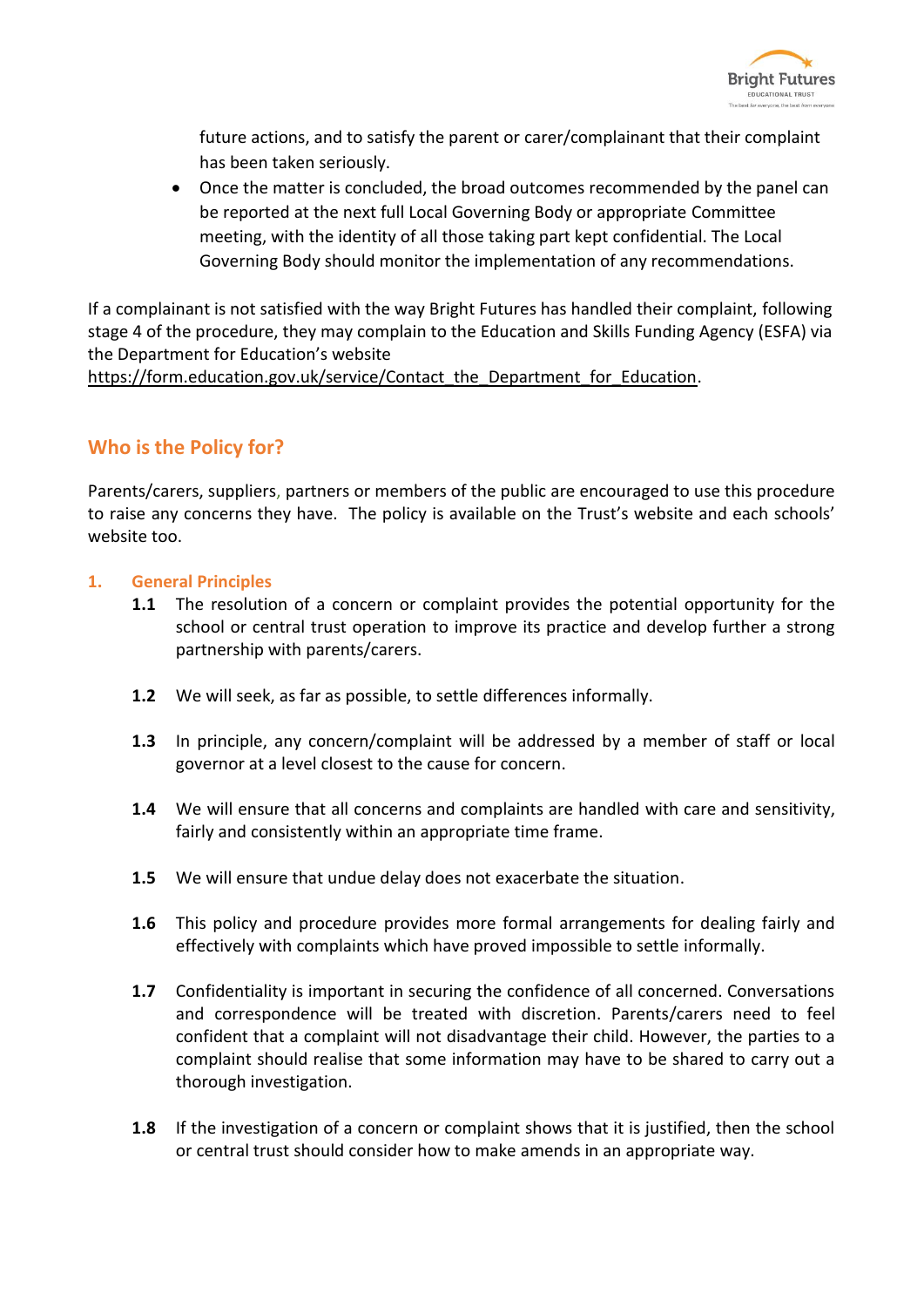future actions, and to satisfy the parent or carer/complainant that their complaint has been taken seriously.

- Once the matter is concluded, the broad outcomes recommended by the panel can be reported at the next full Local Governing Body or appropriate Committee meeting, with the identity of all those taking part kept confidential. The Local Governing Body should monitor the implementation of any recommendations.

If a complainant is not satisfied with the way Bright Futures has handled their complaint, following stage 4 of the procedure, they may complain to the Education and Skills Funding Agency (ESFA) via the Department for Education's website https://form.education.gov.uk/service/Contact_the_Department_for_Education.

## Who is the Policy for?

Parents/carers, suppliers, partners or members of the public are encouraged to use this procedure to raise any concerns they have. The policy is available on the Trust's website and each schools' website too.

### 1. General Principles

**1.1** The resolution of a concern or complaint provides the potential opportunity for the school or central trust operation to improve its practice and develop further a strong partnership with parents/carers.

**1.2** We will seek, as far as possible, to settle differences informally.

**1.3** In principle, any concern/complaint will be addressed by a member of staff or local governor at a level closest to the cause for concern.

**1.4** We will ensure that all concerns and complaints are handled with care and sensitivity, fairly and consistently within an appropriate time frame.

**1.5** We will ensure that undue delay does not exacerbate the situation.

**1.6** This policy and procedure provides more formal arrangements for dealing fairly and effectively with complaints which have proved impossible to settle informally.

**1.7** Confidentiality is important in securing the confidence of all concerned. Conversations and correspondence will be treated with discretion. Parents/carers need to feel confident that a complaint will not disadvantage their child. However, the parties to a complaint should realise that some information may have to be shared to carry out a thorough investigation.

**1.8** If the investigation of a concern or complaint shows that it is justified, then the school or central trust should consider how to make amends in an appropriate way.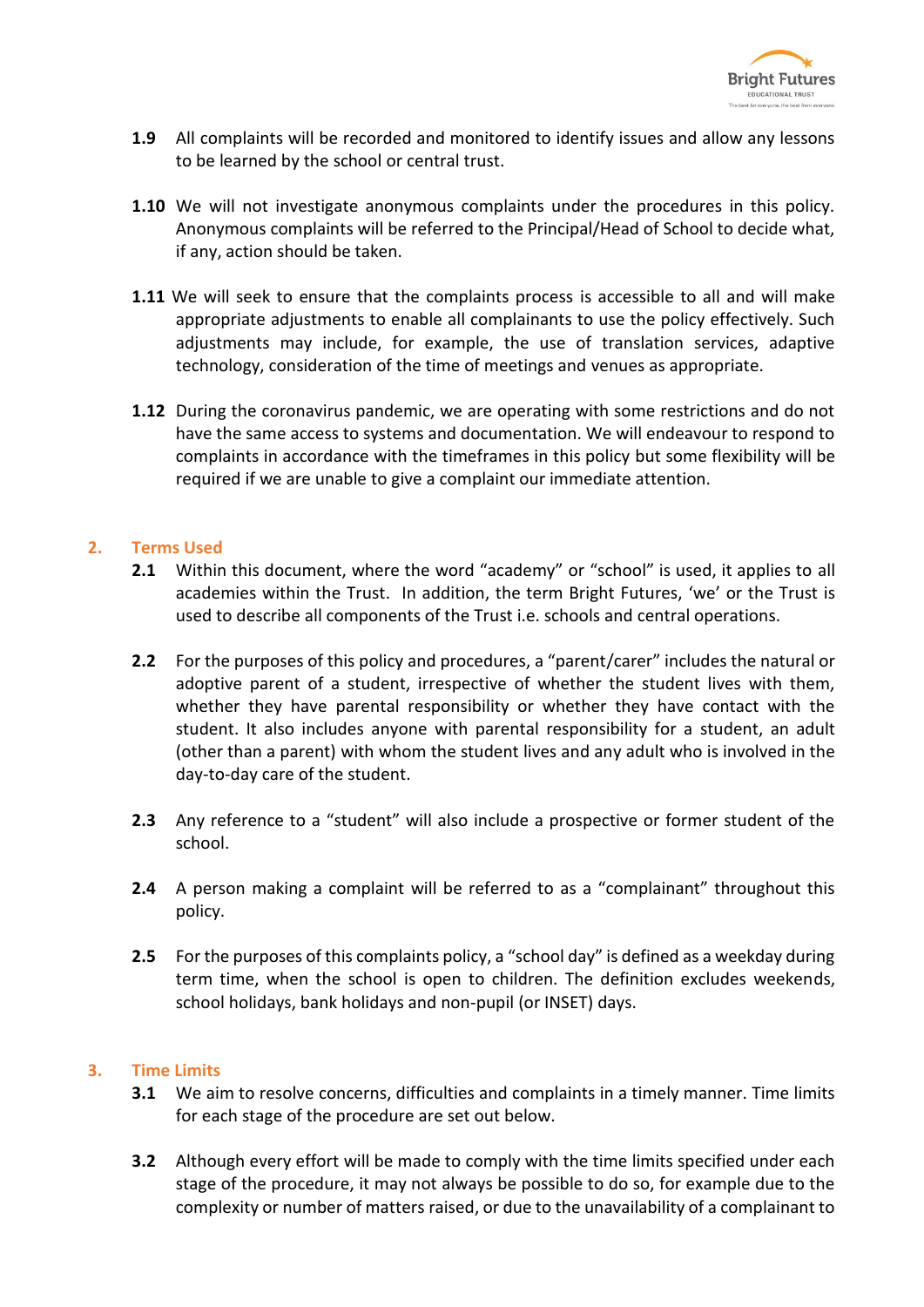**1.9** All complaints will be recorded and monitored to identify issues and allow any lessons to be learned by the school or central trust.

**1.10** We will not investigate anonymous complaints under the procedures in this policy. Anonymous complaints will be referred to the Principal/Head of School to decide what, if any, action should be taken.

**1.11** We will seek to ensure that the complaints process is accessible to all and will make appropriate adjustments to enable all complainants to use the policy effectively. Such adjustments may include, for example, the use of translation services, adaptive technology, consideration of the time of meetings and venues as appropriate.

**1.12** During the coronavirus pandemic, we are operating with some restrictions and do not have the same access to systems and documentation. We will endeavour to respond to complaints in accordance with the timeframes in this policy but some flexibility will be required if we are unable to give a complaint our immediate attention.

## 2. Terms Used

**2.1** Within this document, where the word "academy" or "school" is used, it applies to all academies within the Trust. In addition, the term Bright Futures, 'we' or the Trust is used to describe all components of the Trust i.e. schools and central operations.

**2.2** For the purposes of this policy and procedures, a "parent/carer" includes the natural or adoptive parent of a student, irrespective of whether the student lives with them, whether they have parental responsibility or whether they have contact with the student. It also includes anyone with parental responsibility for a student, an adult (other than a parent) with whom the student lives and any adult who is involved in the day-to-day care of the student.

**2.3** Any reference to a "student" will also include a prospective or former student of the school.

**2.4** A person making a complaint will be referred to as a "complainant" throughout this policy.

**2.5** For the purposes of this complaints policy, a "school day" is defined as a weekday during term time, when the school is open to children. The definition excludes weekends, school holidays, bank holidays and non-pupil (or INSET) days.

## 3. Time Limits

**3.1** We aim to resolve concerns, difficulties and complaints in a timely manner. Time limits for each stage of the procedure are set out below.

**3.2** Although every effort will be made to comply with the time limits specified under each stage of the procedure, it may not always be possible to do so, for example due to the complexity or number of matters raised, or due to the unavailability of a complainant to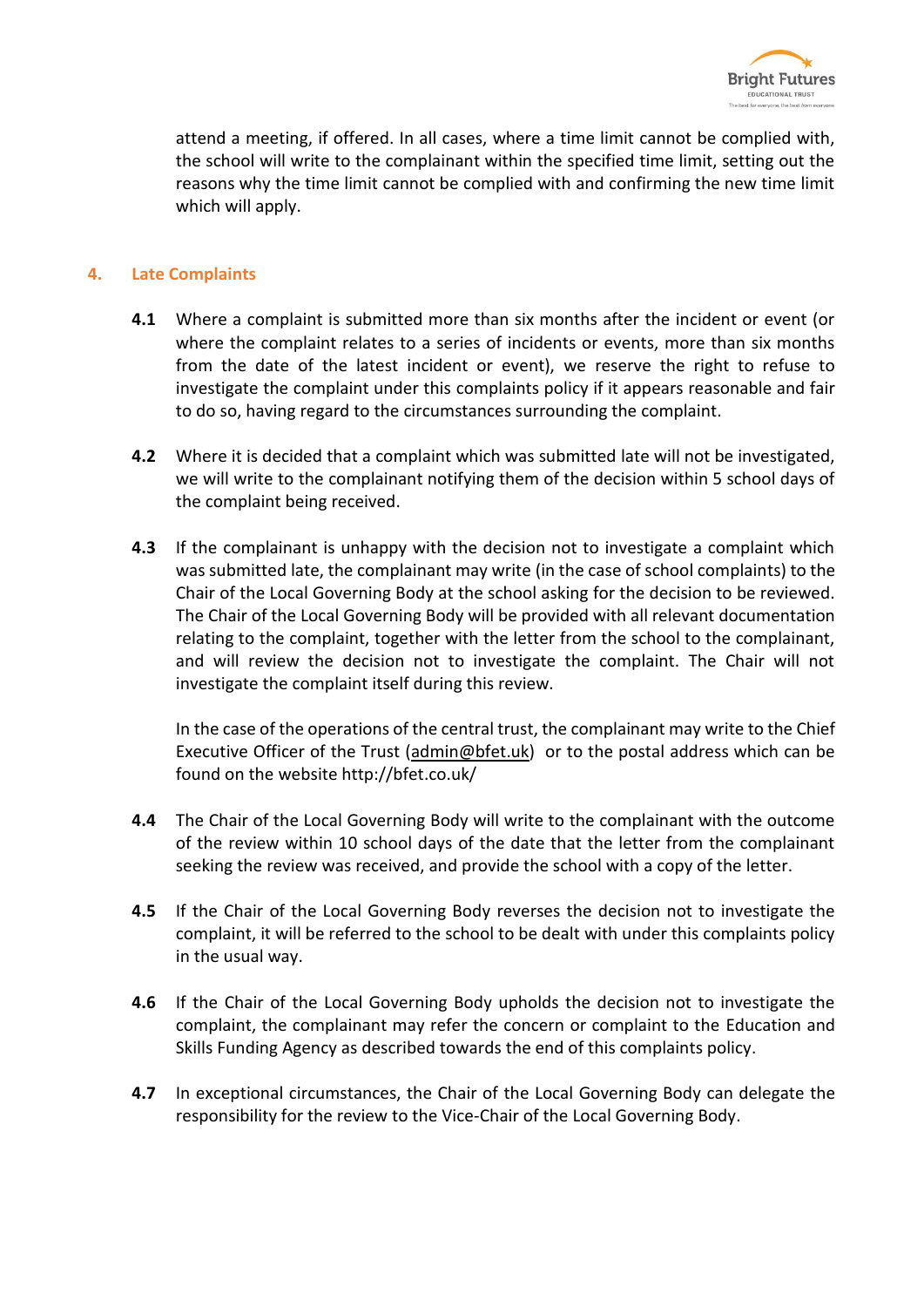attend a meeting, if offered. In all cases, where a time limit cannot be complied with, the school will write to the complainant within the specified time limit, setting out the reasons why the time limit cannot be complied with and confirming the new time limit which will apply.

## 4. Late Complaints

**4.1** Where a complaint is submitted more than six months after the incident or event (or where the complaint relates to a series of incidents or events, more than six months from the date of the latest incident or event), we reserve the right to refuse to investigate the complaint under this complaints policy if it appears reasonable and fair to do so, having regard to the circumstances surrounding the complaint.

**4.2** Where it is decided that a complaint which was submitted late will not be investigated, we will write to the complainant notifying them of the decision within 5 school days of the complaint being received.

**4.3** If the complainant is unhappy with the decision not to investigate a complaint which was submitted late, the complainant may write (in the case of school complaints) to the Chair of the Local Governing Body at the school asking for the decision to be reviewed. The Chair of the Local Governing Body will be provided with all relevant documentation relating to the complaint, together with the letter from the school to the complainant, and will review the decision not to investigate the complaint. The Chair will not investigate the complaint itself during this review.

In the case of the operations of the central trust, the complainant may write to the Chief Executive Officer of the Trust (admin@bfet.uk) or to the postal address which can be found on the website http://bfet.co.uk/

**4.4** The Chair of the Local Governing Body will write to the complainant with the outcome of the review within 10 school days of the date that the letter from the complainant seeking the review was received, and provide the school with a copy of the letter.

**4.5** If the Chair of the Local Governing Body reverses the decision not to investigate the complaint, it will be referred to the school to be dealt with under this complaints policy in the usual way.

**4.6** If the Chair of the Local Governing Body upholds the decision not to investigate the complaint, the complainant may refer the concern or complaint to the Education and Skills Funding Agency as described towards the end of this complaints policy.

**4.7** In exceptional circumstances, the Chair of the Local Governing Body can delegate the responsibility for the review to the Vice-Chair of the Local Governing Body.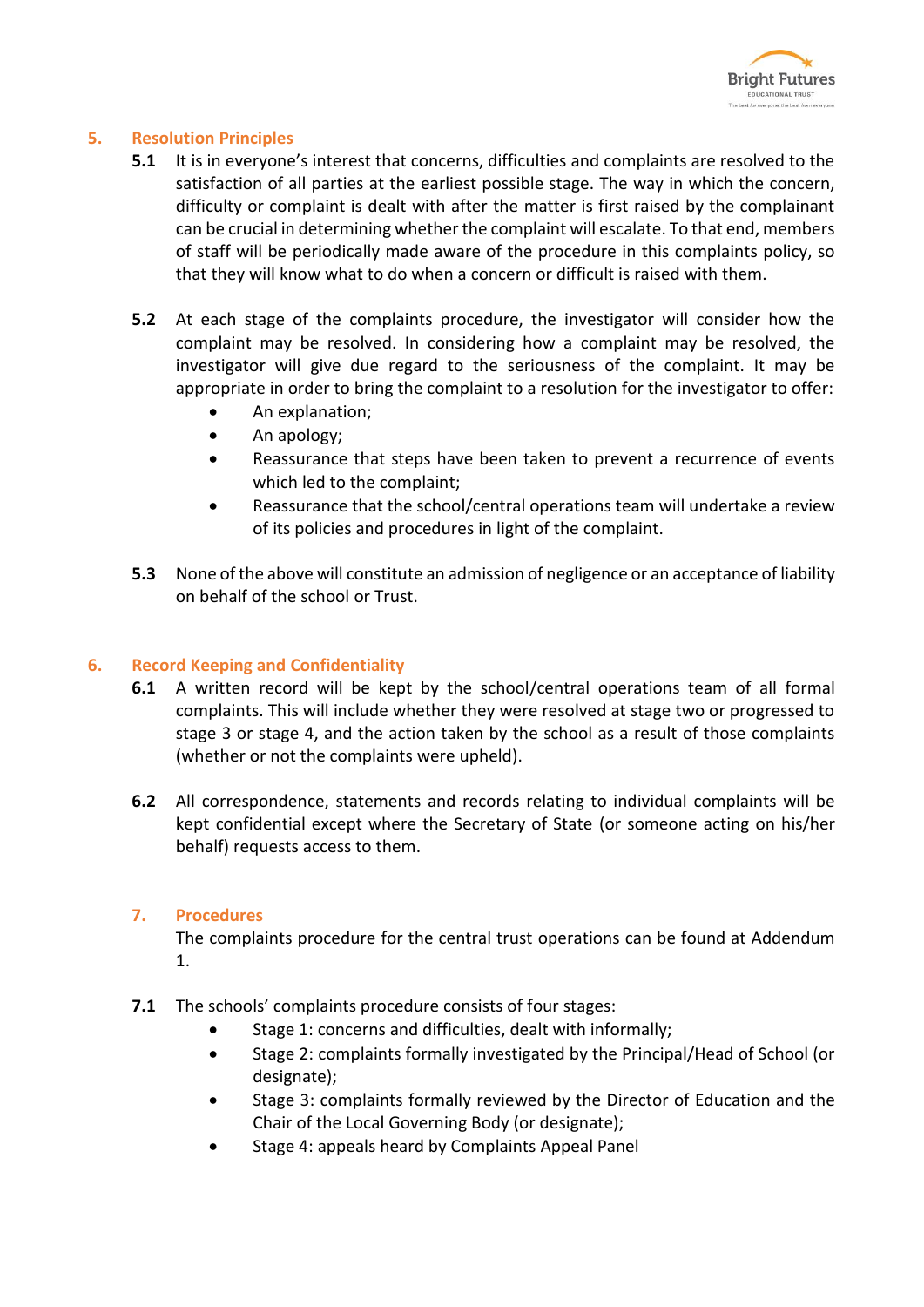## 5. Resolution Principles

**5.1** It is in everyone's interest that concerns, difficulties and complaints are resolved to the satisfaction of all parties at the earliest possible stage. The way in which the concern, difficulty or complaint is dealt with after the matter is first raised by the complainant can be crucial in determining whether the complaint will escalate. To that end, members of staff will be periodically made aware of the procedure in this complaints policy, so that they will know what to do when a concern or difficult is raised with them.

**5.2** At each stage of the complaints procedure, the investigator will consider how the complaint may be resolved. In considering how a complaint may be resolved, the investigator will give due regard to the seriousness of the complaint. It may be appropriate in order to bring the complaint to a resolution for the investigator to offer:

- An explanation;
- An apology;
- Reassurance that steps have been taken to prevent a recurrence of events which led to the complaint;
- Reassurance that the school/central operations team will undertake a review of its policies and procedures in light of the complaint.

**5.3** None of the above will constitute an admission of negligence or an acceptance of liability on behalf of the school or Trust.

## 6. Record Keeping and Confidentiality

**6.1** A written record will be kept by the school/central operations team of all formal complaints. This will include whether they were resolved at stage two or progressed to stage 3 or stage 4, and the action taken by the school as a result of those complaints (whether or not the complaints were upheld).

**6.2** All correspondence, statements and records relating to individual complaints will be kept confidential except where the Secretary of State (or someone acting on his/her behalf) requests access to them.

## 7. Procedures

The complaints procedure for the central trust operations can be found at Addendum 1.

**7.1** The schools' complaints procedure consists of four stages:

- Stage 1: concerns and difficulties, dealt with informally;
- Stage 2: complaints formally investigated by the Principal/Head of School (or designate);
- Stage 3: complaints formally reviewed by the Director of Education and the Chair of the Local Governing Body (or designate);
- Stage 4: appeals heard by Complaints Appeal Panel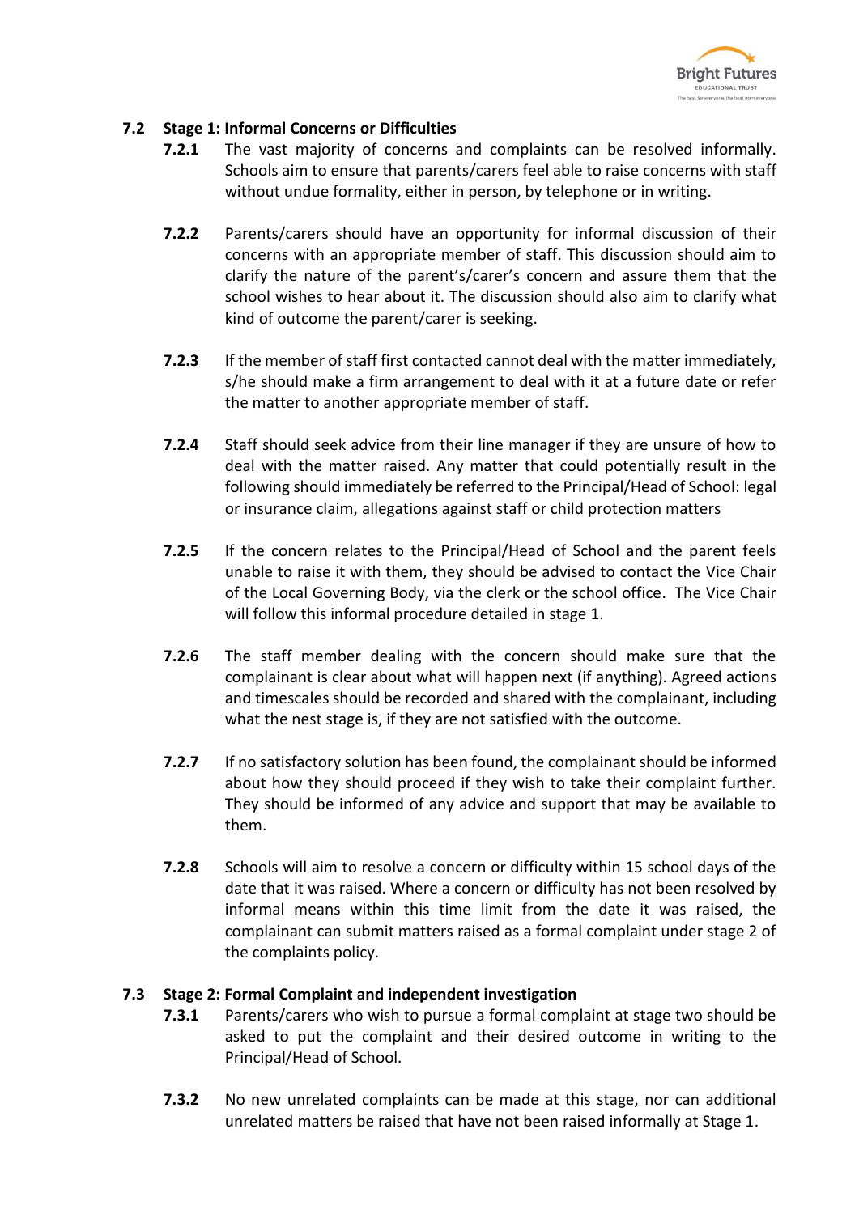### 7.2 Stage 1: Informal Concerns or Difficulties

**7.2.1** The vast majority of concerns and complaints can be resolved informally. Schools aim to ensure that parents/carers feel able to raise concerns with staff without undue formality, either in person, by telephone or in writing.

**7.2.2** Parents/carers should have an opportunity for informal discussion of their concerns with an appropriate member of staff. This discussion should aim to clarify the nature of the parent's/carer's concern and assure them that the school wishes to hear about it. The discussion should also aim to clarify what kind of outcome the parent/carer is seeking.

**7.2.3** If the member of staff first contacted cannot deal with the matter immediately, s/he should make a firm arrangement to deal with it at a future date or refer the matter to another appropriate member of staff.

**7.2.4** Staff should seek advice from their line manager if they are unsure of how to deal with the matter raised. Any matter that could potentially result in the following should immediately be referred to the Principal/Head of School: legal or insurance claim, allegations against staff or child protection matters

**7.2.5** If the concern relates to the Principal/Head of School and the parent feels unable to raise it with them, they should be advised to contact the Vice Chair of the Local Governing Body, via the clerk or the school office. The Vice Chair will follow this informal procedure detailed in stage 1.

**7.2.6** The staff member dealing with the concern should make sure that the complainant is clear about what will happen next (if anything). Agreed actions and timescales should be recorded and shared with the complainant, including what the nest stage is, if they are not satisfied with the outcome.

**7.2.7** If no satisfactory solution has been found, the complainant should be informed about how they should proceed if they wish to take their complaint further. They should be informed of any advice and support that may be available to them.

**7.2.8** Schools will aim to resolve a concern or difficulty within 15 school days of the date that it was raised. Where a concern or difficulty has not been resolved by informal means within this time limit from the date it was raised, the complainant can submit matters raised as a formal complaint under stage 2 of the complaints policy.

### 7.3 Stage 2: Formal Complaint and independent investigation

**7.3.1** Parents/carers who wish to pursue a formal complaint at stage two should be asked to put the complaint and their desired outcome in writing to the Principal/Head of School.

**7.3.2** No new unrelated complaints can be made at this stage, nor can additional unrelated matters be raised that have not been raised informally at Stage 1.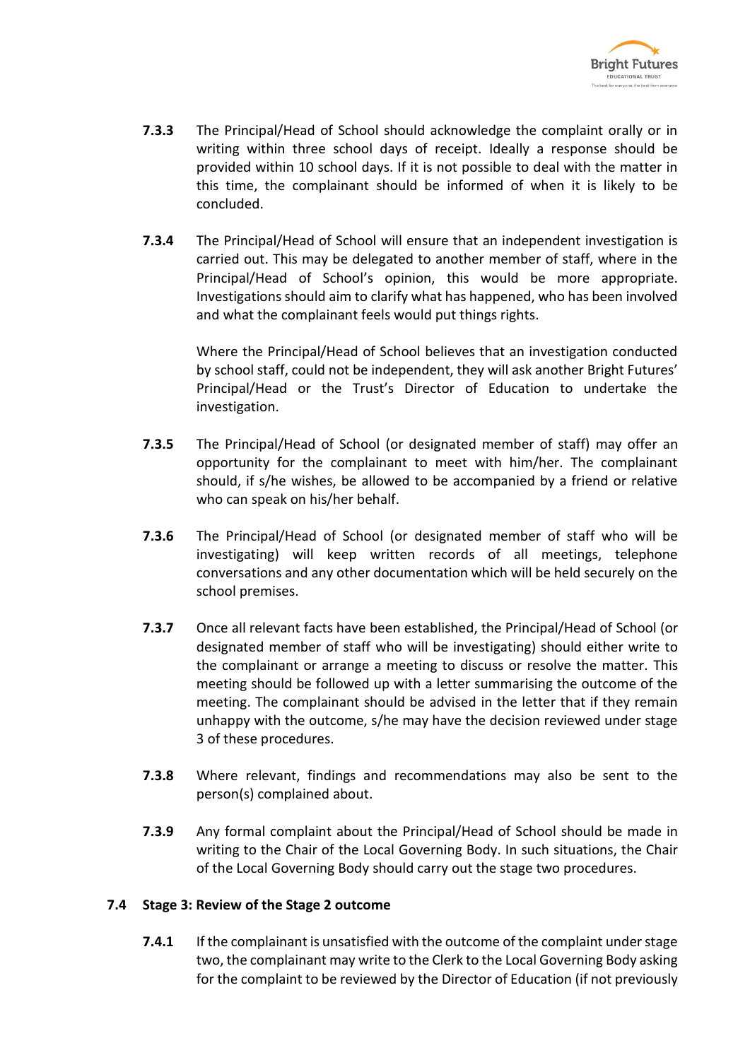**7.3.3** The Principal/Head of School should acknowledge the complaint orally or in writing within three school days of receipt. Ideally a response should be provided within 10 school days. If it is not possible to deal with the matter in this time, the complainant should be informed of when it is likely to be concluded.

**7.3.4** The Principal/Head of School will ensure that an independent investigation is carried out. This may be delegated to another member of staff, where in the Principal/Head of School's opinion, this would be more appropriate. Investigations should aim to clarify what has happened, who has been involved and what the complainant feels would put things rights.

Where the Principal/Head of School believes that an investigation conducted by school staff, could not be independent, they will ask another Bright Futures' Principal/Head or the Trust's Director of Education to undertake the investigation.

**7.3.5** The Principal/Head of School (or designated member of staff) may offer an opportunity for the complainant to meet with him/her. The complainant should, if s/he wishes, be allowed to be accompanied by a friend or relative who can speak on his/her behalf.

**7.3.6** The Principal/Head of School (or designated member of staff who will be investigating) will keep written records of all meetings, telephone conversations and any other documentation which will be held securely on the school premises.

**7.3.7** Once all relevant facts have been established, the Principal/Head of School (or designated member of staff who will be investigating) should either write to the complainant or arrange a meeting to discuss or resolve the matter. This meeting should be followed up with a letter summarising the outcome of the meeting. The complainant should be advised in the letter that if they remain unhappy with the outcome, s/he may have the decision reviewed under stage 3 of these procedures.

**7.3.8** Where relevant, findings and recommendations may also be sent to the person(s) complained about.

**7.3.9** Any formal complaint about the Principal/Head of School should be made in writing to the Chair of the Local Governing Body. In such situations, the Chair of the Local Governing Body should carry out the stage two procedures.

### 7.4 Stage 3: Review of the Stage 2 outcome

**7.4.1** If the complainant is unsatisfied with the outcome of the complaint under stage two, the complainant may write to the Clerk to the Local Governing Body asking for the complaint to be reviewed by the Director of Education (if not previously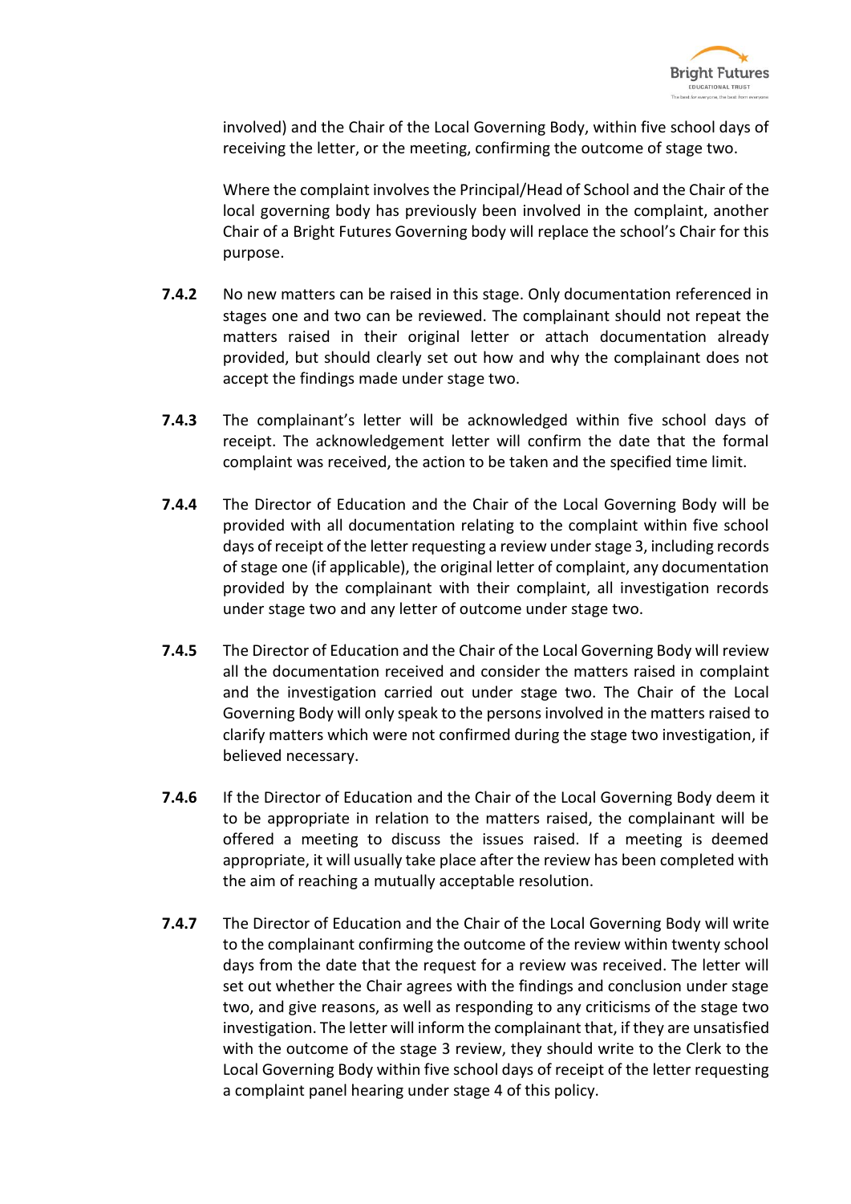involved) and the Chair of the Local Governing Body, within five school days of receiving the letter, or the meeting, confirming the outcome of stage two.

Where the complaint involves the Principal/Head of School and the Chair of the local governing body has previously been involved in the complaint, another Chair of a Bright Futures Governing body will replace the school's Chair for this purpose.

**7.4.2** No new matters can be raised in this stage. Only documentation referenced in stages one and two can be reviewed. The complainant should not repeat the matters raised in their original letter or attach documentation already provided, but should clearly set out how and why the complainant does not accept the findings made under stage two.

**7.4.3** The complainant's letter will be acknowledged within five school days of receipt. The acknowledgement letter will confirm the date that the formal complaint was received, the action to be taken and the specified time limit.

**7.4.4** The Director of Education and the Chair of the Local Governing Body will be provided with all documentation relating to the complaint within five school days of receipt of the letter requesting a review under stage 3, including records of stage one (if applicable), the original letter of complaint, any documentation provided by the complainant with their complaint, all investigation records under stage two and any letter of outcome under stage two.

**7.4.5** The Director of Education and the Chair of the Local Governing Body will review all the documentation received and consider the matters raised in complaint and the investigation carried out under stage two. The Chair of the Local Governing Body will only speak to the persons involved in the matters raised to clarify matters which were not confirmed during the stage two investigation, if believed necessary.

**7.4.6** If the Director of Education and the Chair of the Local Governing Body deem it to be appropriate in relation to the matters raised, the complainant will be offered a meeting to discuss the issues raised. If a meeting is deemed appropriate, it will usually take place after the review has been completed with the aim of reaching a mutually acceptable resolution.

**7.4.7** The Director of Education and the Chair of the Local Governing Body will write to the complainant confirming the outcome of the review within twenty school days from the date that the request for a review was received. The letter will set out whether the Chair agrees with the findings and conclusion under stage two, and give reasons, as well as responding to any criticisms of the stage two investigation. The letter will inform the complainant that, if they are unsatisfied with the outcome of the stage 3 review, they should write to the Clerk to the Local Governing Body within five school days of receipt of the letter requesting a complaint panel hearing under stage 4 of this policy.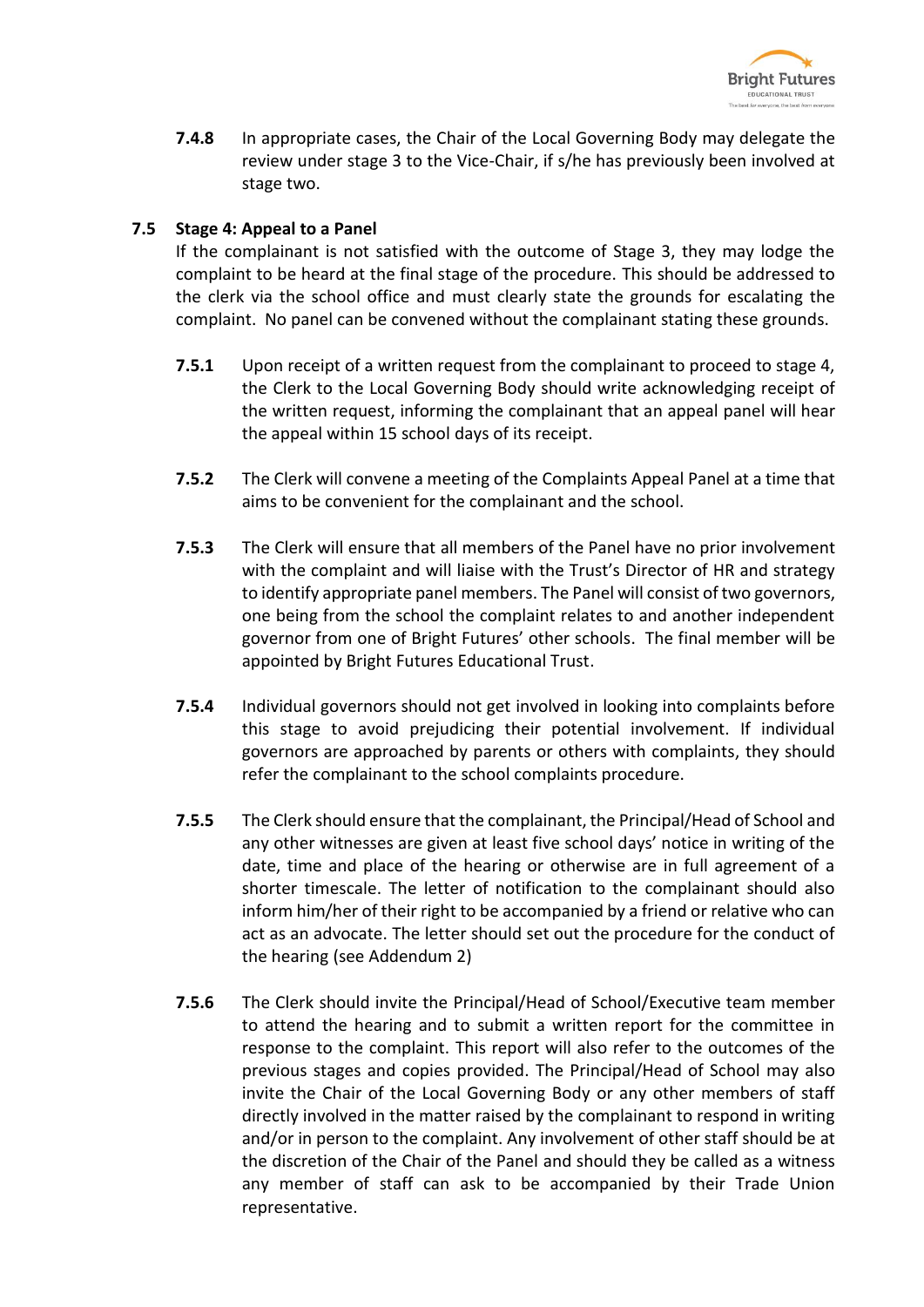**7.4.8** In appropriate cases, the Chair of the Local Governing Body may delegate the review under stage 3 to the Vice-Chair, if s/he has previously been involved at stage two.

### 7.5 Stage 4: Appeal to a Panel

If the complainant is not satisfied with the outcome of Stage 3, they may lodge the complaint to be heard at the final stage of the procedure. This should be addressed to the clerk via the school office and must clearly state the grounds for escalating the complaint. No panel can be convened without the complainant stating these grounds.

**7.5.1** Upon receipt of a written request from the complainant to proceed to stage 4, the Clerk to the Local Governing Body should write acknowledging receipt of the written request, informing the complainant that an appeal panel will hear the appeal within 15 school days of its receipt.

**7.5.2** The Clerk will convene a meeting of the Complaints Appeal Panel at a time that aims to be convenient for the complainant and the school.

**7.5.3** The Clerk will ensure that all members of the Panel have no prior involvement with the complaint and will liaise with the Trust's Director of HR and strategy to identify appropriate panel members. The Panel will consist of two governors, one being from the school the complaint relates to and another independent governor from one of Bright Futures' other schools. The final member will be appointed by Bright Futures Educational Trust.

**7.5.4** Individual governors should not get involved in looking into complaints before this stage to avoid prejudicing their potential involvement. If individual governors are approached by parents or others with complaints, they should refer the complainant to the school complaints procedure.

**7.5.5** The Clerk should ensure that the complainant, the Principal/Head of School and any other witnesses are given at least five school days' notice in writing of the date, time and place of the hearing or otherwise are in full agreement of a shorter timescale. The letter of notification to the complainant should also inform him/her of their right to be accompanied by a friend or relative who can act as an advocate. The letter should set out the procedure for the conduct of the hearing (see Addendum 2)

**7.5.6** The Clerk should invite the Principal/Head of School/Executive team member to attend the hearing and to submit a written report for the committee in response to the complaint. This report will also refer to the outcomes of the previous stages and copies provided. The Principal/Head of School may also invite the Chair of the Local Governing Body or any other members of staff directly involved in the matter raised by the complainant to respond in writing and/or in person to the complaint. Any involvement of other staff should be at the discretion of the Chair of the Panel and should they be called as a witness any member of staff can ask to be accompanied by their Trade Union representative.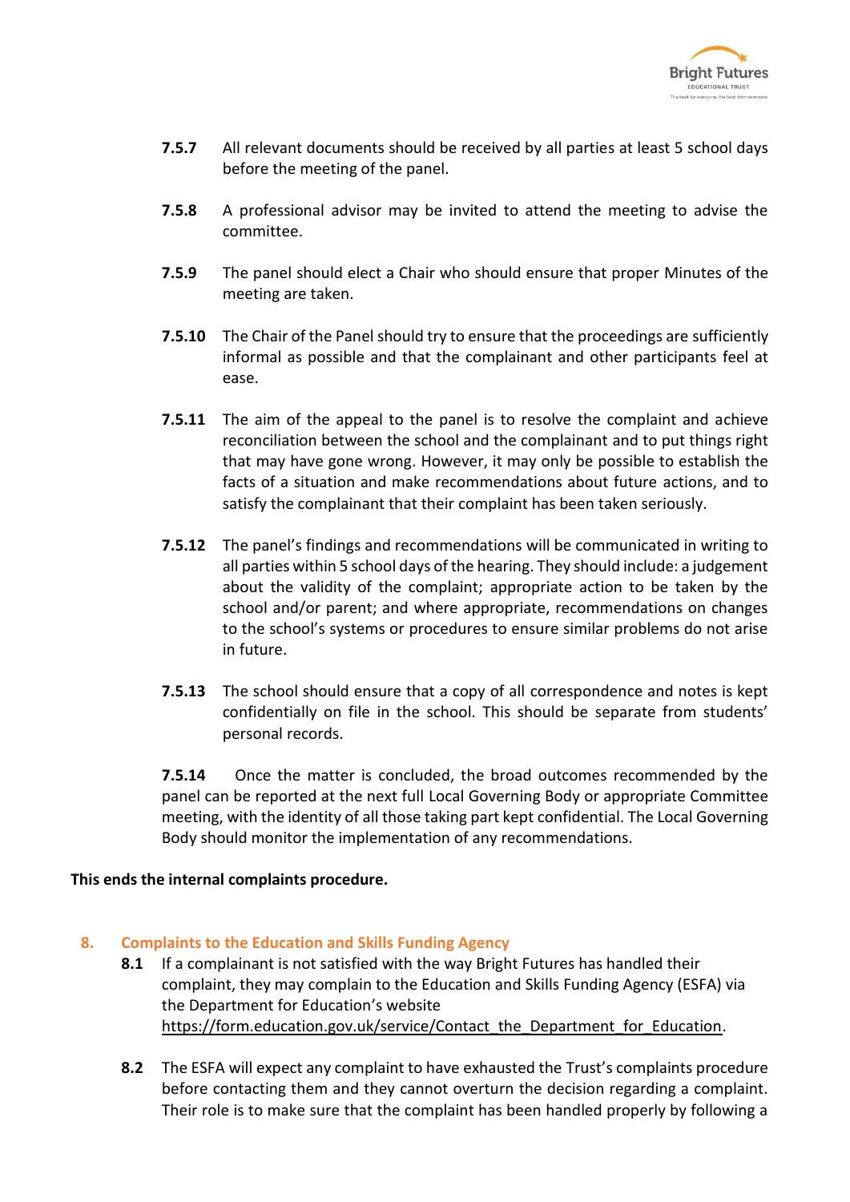**7.5.7** All relevant documents should be received by all parties at least 5 school days before the meeting of the panel.

**7.5.8** A professional advisor may be invited to attend the meeting to advise the committee.

**7.5.9** The panel should elect a Chair who should ensure that proper Minutes of the meeting are taken.

**7.5.10** The Chair of the Panel should try to ensure that the proceedings are sufficiently informal as possible and that the complainant and other participants feel at ease.

**7.5.11** The aim of the appeal to the panel is to resolve the complaint and achieve reconciliation between the school and the complainant and to put things right that may have gone wrong. However, it may only be possible to establish the facts of a situation and make recommendations about future actions, and to satisfy the complainant that their complaint has been taken seriously.

**7.5.12** The panel's findings and recommendations will be communicated in writing to all parties within 5 school days of the hearing. They should include: a judgement about the validity of the complaint; appropriate action to be taken by the school and/or parent; and where appropriate, recommendations on changes to the school's systems or procedures to ensure similar problems do not arise in future.

**7.5.13** The school should ensure that a copy of all correspondence and notes is kept confidentially on file in the school. This should be separate from students' personal records.

**7.5.14** Once the matter is concluded, the broad outcomes recommended by the panel can be reported at the next full Local Governing Body or appropriate Committee meeting, with the identity of all those taking part kept confidential. The Local Governing Body should monitor the implementation of any recommendations.

**This ends the internal complaints procedure.**

## 8. Complaints to the Education and Skills Funding Agency

**8.1** If a complainant is not satisfied with the way Bright Futures has handled their complaint, they may complain to the Education and Skills Funding Agency (ESFA) via the Department for Education's website https://form.education.gov.uk/service/Contact_the_Department_for_Education.

**8.2** The ESFA will expect any complaint to have exhausted the Trust's complaints procedure before contacting them and they cannot overturn the decision regarding a complaint. Their role is to make sure that the complaint has been handled properly by following a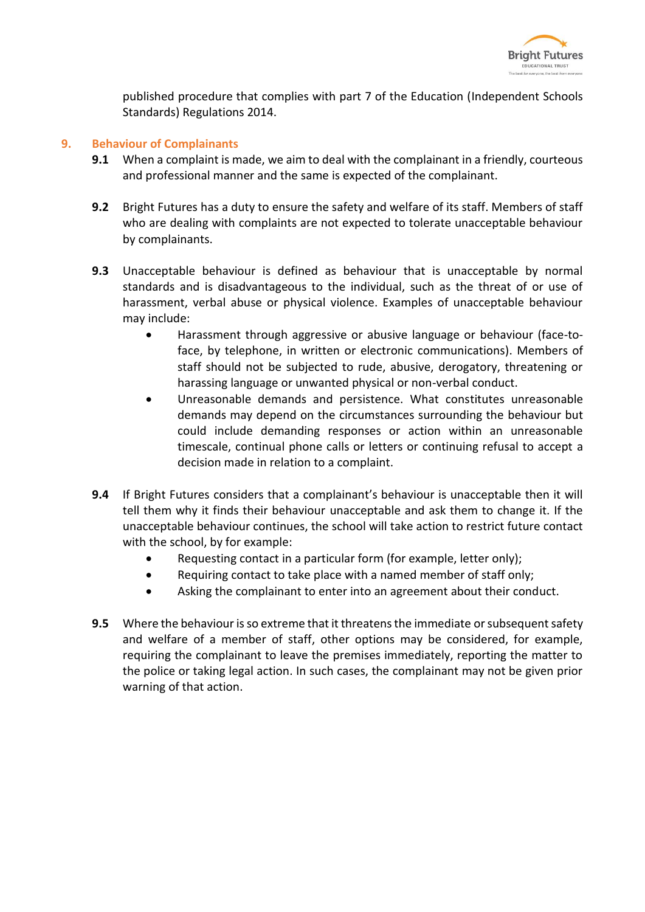published procedure that complies with part 7 of the Education (Independent Schools Standards) Regulations 2014.

## 9. Behaviour of Complainants

**9.1** When a complaint is made, we aim to deal with the complainant in a friendly, courteous and professional manner and the same is expected of the complainant.

**9.2** Bright Futures has a duty to ensure the safety and welfare of its staff. Members of staff who are dealing with complaints are not expected to tolerate unacceptable behaviour by complainants.

**9.3** Unacceptable behaviour is defined as behaviour that is unacceptable by normal standards and is disadvantageous to the individual, such as the threat of or use of harassment, verbal abuse or physical violence. Examples of unacceptable behaviour may include:

- Harassment through aggressive or abusive language or behaviour (face-to-face, by telephone, in written or electronic communications). Members of staff should not be subjected to rude, abusive, derogatory, threatening or harassing language or unwanted physical or non-verbal conduct.
- Unreasonable demands and persistence. What constitutes unreasonable demands may depend on the circumstances surrounding the behaviour but could include demanding responses or action within an unreasonable timescale, continual phone calls or letters or continuing refusal to accept a decision made in relation to a complaint.

**9.4** If Bright Futures considers that a complainant's behaviour is unacceptable then it will tell them why it finds their behaviour unacceptable and ask them to change it. If the unacceptable behaviour continues, the school will take action to restrict future contact with the school, by for example:

- Requesting contact in a particular form (for example, letter only);
- Requiring contact to take place with a named member of staff only;
- Asking the complainant to enter into an agreement about their conduct.

**9.5** Where the behaviour is so extreme that it threatens the immediate or subsequent safety and welfare of a member of staff, other options may be considered, for example, requiring the complainant to leave the premises immediately, reporting the matter to the police or taking legal action. In such cases, the complainant may not be given prior warning of that action.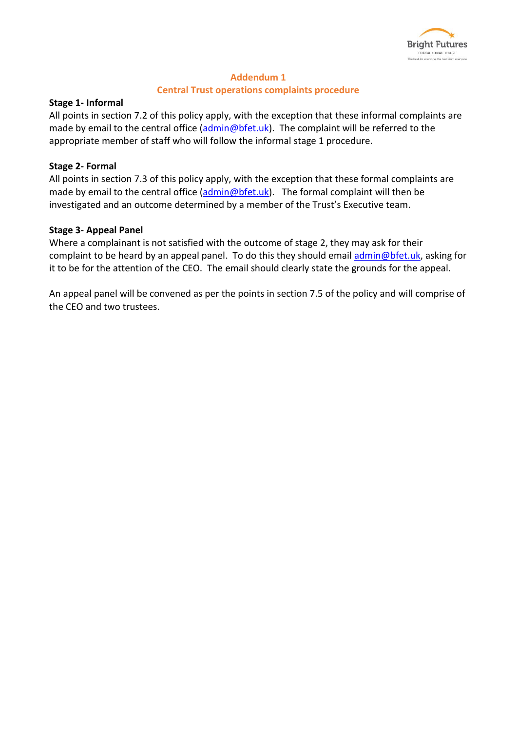## Addendum 1

## Central Trust operations complaints procedure

**Stage 1- Informal**

All points in section 7.2 of this policy apply, with the exception that these informal complaints are made by email to the central office (admin@bfet.uk). The complaint will be referred to the appropriate member of staff who will follow the informal stage 1 procedure.

**Stage 2- Formal**

All points in section 7.3 of this policy apply, with the exception that these formal complaints are made by email to the central office (admin@bfet.uk). The formal complaint will then be investigated and an outcome determined by a member of the Trust's Executive team.

**Stage 3- Appeal Panel**

Where a complainant is not satisfied with the outcome of stage 2, they may ask for their complaint to be heard by an appeal panel. To do this they should email admin@bfet.uk, asking for it to be for the attention of the CEO. The email should clearly state the grounds for the appeal.

An appeal panel will be convened as per the points in section 7.5 of the policy and will comprise of the CEO and two trustees.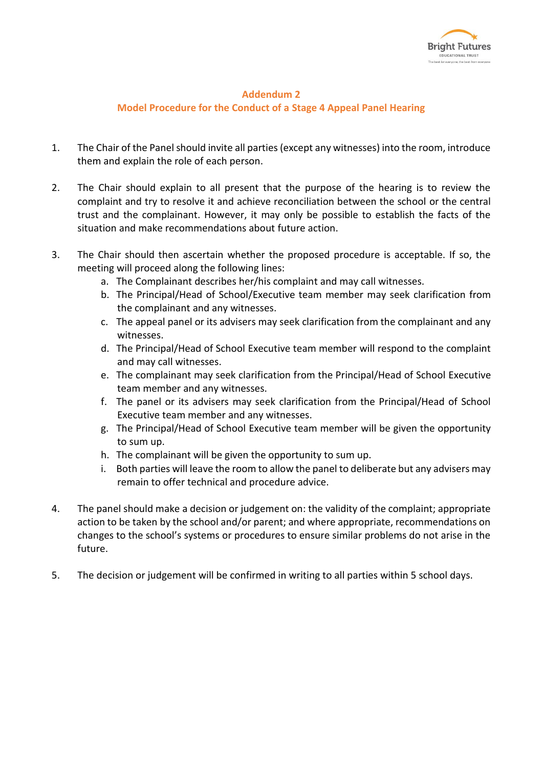## Addendum 2
## Model Procedure for the Conduct of a Stage 4 Appeal Panel Hearing

1. The Chair of the Panel should invite all parties (except any witnesses) into the room, introduce them and explain the role of each person.

2. The Chair should explain to all present that the purpose of the hearing is to review the complaint and try to resolve it and achieve reconciliation between the school or the central trust and the complainant. However, it may only be possible to establish the facts of the situation and make recommendations about future action.

3. The Chair should then ascertain whether the proposed procedure is acceptable. If so, the meeting will proceed along the following lines:
    a. The Complainant describes her/his complaint and may call witnesses.
    b. The Principal/Head of School/Executive team member may seek clarification from the complainant and any witnesses.
    c. The appeal panel or its advisers may seek clarification from the complainant and any witnesses.
    d. The Principal/Head of School Executive team member will respond to the complaint and may call witnesses.
    e. The complainant may seek clarification from the Principal/Head of School Executive team member and any witnesses.
    f. The panel or its advisers may seek clarification from the Principal/Head of School Executive team member and any witnesses.
    g. The Principal/Head of School Executive team member will be given the opportunity to sum up.
    h. The complainant will be given the opportunity to sum up.
    i. Both parties will leave the room to allow the panel to deliberate but any advisers may remain to offer technical and procedure advice.

4. The panel should make a decision or judgement on: the validity of the complaint; appropriate action to be taken by the school and/or parent; and where appropriate, recommendations on changes to the school's systems or procedures to ensure similar problems do not arise in the future.

5. The decision or judgement will be confirmed in writing to all parties within 5 school days.